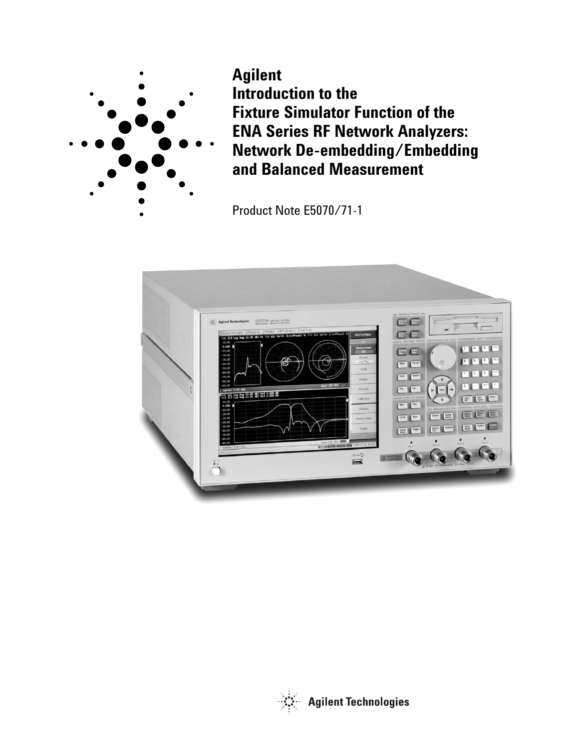# Agilent
# Introduction to the Fixture Simulator Function of the ENA Series RF Network Analyzers: Network De-embedding/Embedding and Balanced Measurement

Product Note E5070/71-1

Agilent Technologies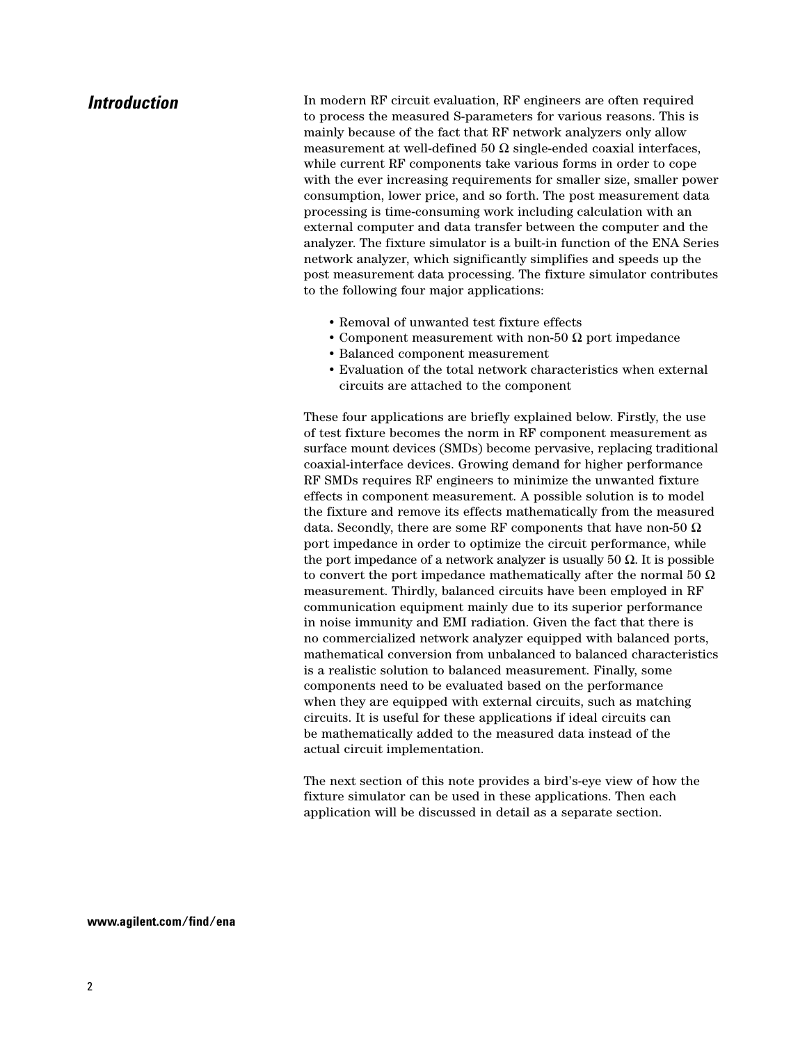## *Introduction*

In modern RF circuit evaluation, RF engineers are often required to process the measured S-parameters for various reasons. This is mainly because of the fact that RF network analyzers only allow measurement at well-defined 50 Ω single-ended coaxial interfaces, while current RF components take various forms in order to cope with the ever increasing requirements for smaller size, smaller power consumption, lower price, and so forth. The post measurement data processing is time-consuming work including calculation with an external computer and data transfer between the computer and the analyzer. The fixture simulator is a built-in function of the ENA Series network analyzer, which significantly simplifies and speeds up the post measurement data processing. The fixture simulator contributes to the following four major applications:

- Removal of unwanted test fixture effects
- Component measurement with non-50 Ω port impedance
- Balanced component measurement
- Evaluation of the total network characteristics when external circuits are attached to the component

These four applications are briefly explained below. Firstly, the use of test fixture becomes the norm in RF component measurement as surface mount devices (SMDs) become pervasive, replacing traditional coaxial-interface devices. Growing demand for higher performance RF SMDs requires RF engineers to minimize the unwanted fixture effects in component measurement. A possible solution is to model the fixture and remove its effects mathematically from the measured data. Secondly, there are some RF components that have non-50 Ω port impedance in order to optimize the circuit performance, while the port impedance of a network analyzer is usually 50 Ω. It is possible to convert the port impedance mathematically after the normal 50 Ω measurement. Thirdly, balanced circuits have been employed in RF communication equipment mainly due to its superior performance in noise immunity and EMI radiation. Given the fact that there is no commercialized network analyzer equipped with balanced ports, mathematical conversion from unbalanced to balanced characteristics is a realistic solution to balanced measurement. Finally, some components need to be evaluated based on the performance when they are equipped with external circuits, such as matching circuits. It is useful for these applications if ideal circuits can be mathematically added to the measured data instead of the actual circuit implementation.

The next section of this note provides a bird's-eye view of how the fixture simulator can be used in these applications. Then each application will be discussed in detail as a separate section.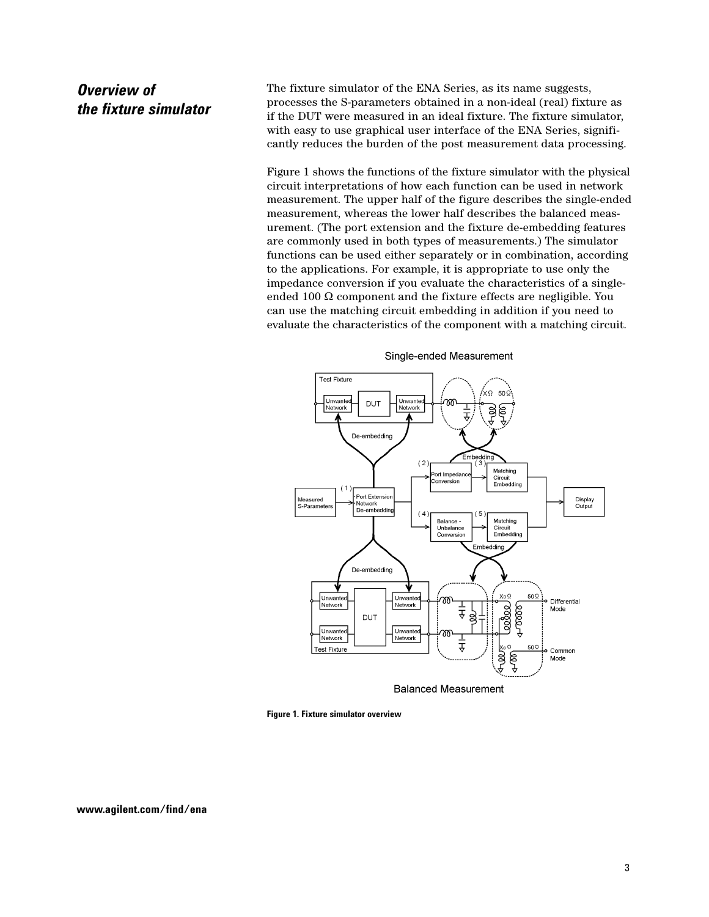## *Overview of the fixture simulator*

The fixture simulator of the ENA Series, as its name suggests, processes the S-parameters obtained in a non-ideal (real) fixture as if the DUT were measured in an ideal fixture. The fixture simulator, with easy to use graphical user interface of the ENA Series, significantly reduces the burden of the post measurement data processing.

Figure 1 shows the functions of the fixture simulator with the physical circuit interpretations of how each function can be used in network measurement. The upper half of the figure describes the single-ended measurement, whereas the lower half describes the balanced measurement. (The port extension and the fixture de-embedding features are commonly used in both types of measurements.) The simulator functions can be used either separately or in combination, according to the applications. For example, it is appropriate to use only the impedance conversion if you evaluate the characteristics of a single-ended 100 Ω component and the fixture effects are negligible. You can use the matching circuit embedding in addition if you need to evaluate the characteristics of the component with a matching circuit.

**Figure 1. Fixture simulator overview**

www.agilent.com/find/ena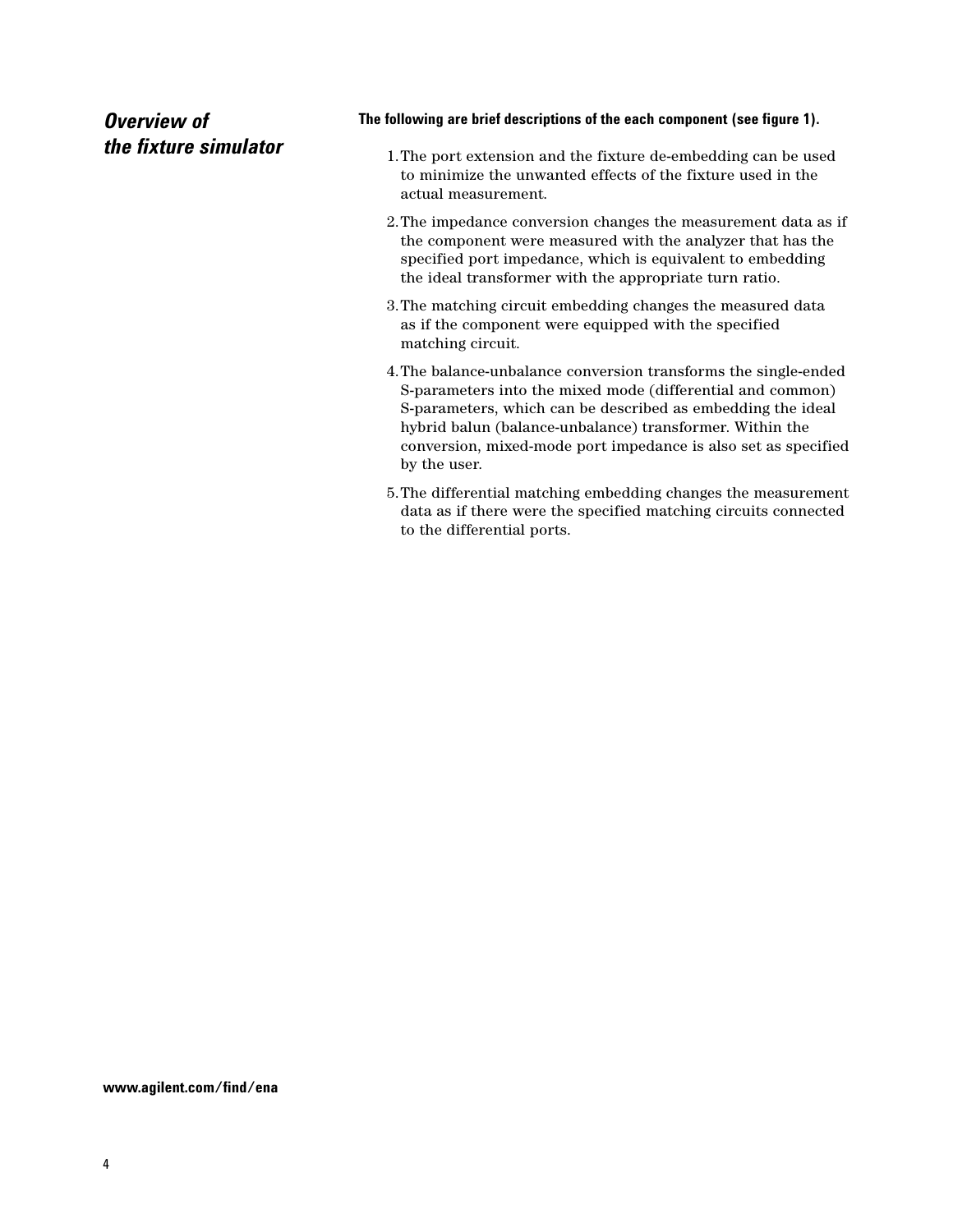## *Overview of the fixture simulator*

**The following are brief descriptions of the each component (see figure 1).**

1. The port extension and the fixture de-embedding can be used to minimize the unwanted effects of the fixture used in the actual measurement.
2. The impedance conversion changes the measurement data as if the component were measured with the analyzer that has the specified port impedance, which is equivalent to embedding the ideal transformer with the appropriate turn ratio.
3. The matching circuit embedding changes the measured data as if the component were equipped with the specified matching circuit.
4. The balance-unbalance conversion transforms the single-ended S-parameters into the mixed mode (differential and common) S-parameters, which can be described as embedding the ideal hybrid balun (balance-unbalance) transformer. Within the conversion, mixed-mode port impedance is also set as specified by the user.
5. The differential matching embedding changes the measurement data as if there were the specified matching circuits connected to the differential ports.

**www.agilent.com/find/ena**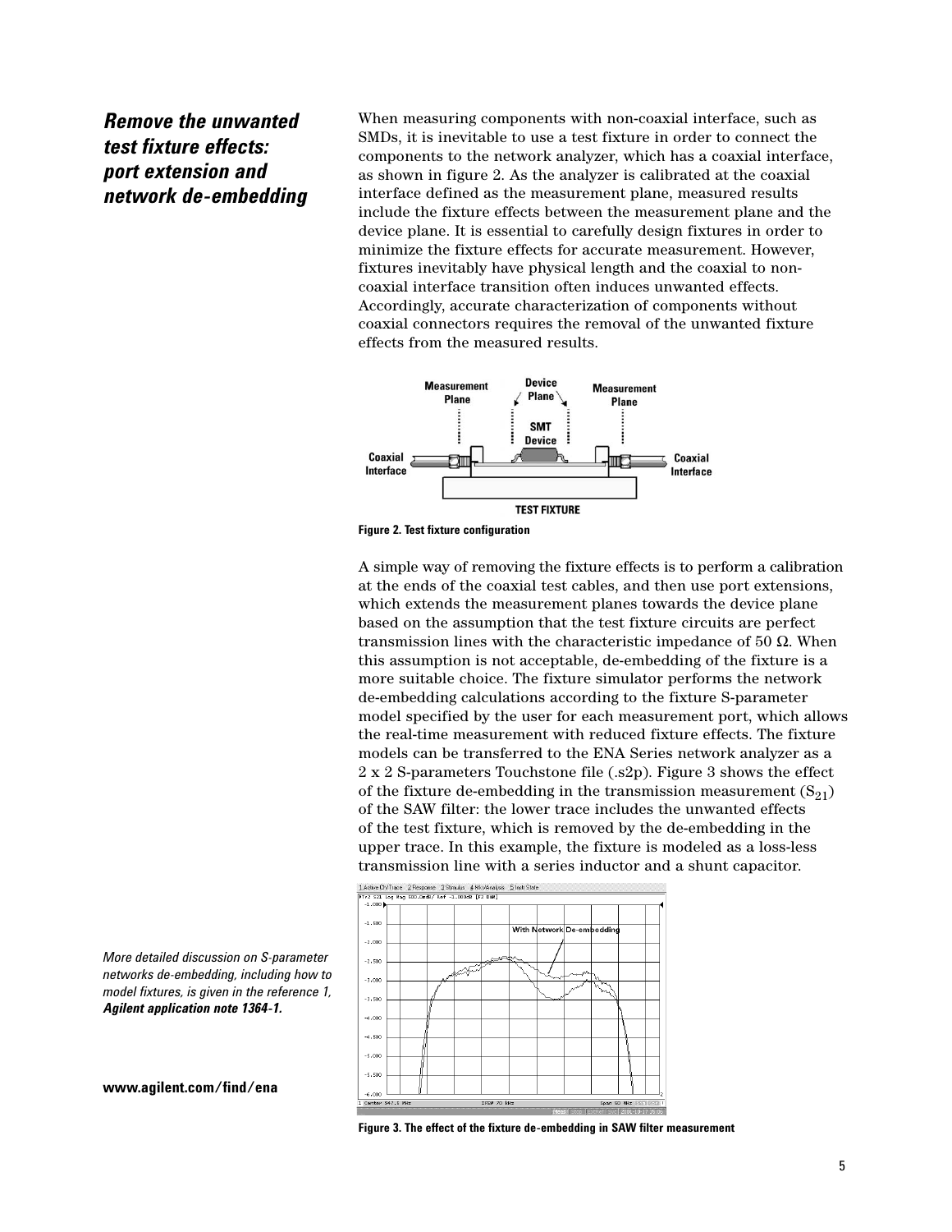## Remove the unwanted test fixture effects: port extension and network de-embedding

When measuring components with non-coaxial interface, such as SMDs, it is inevitable to use a test fixture in order to connect the components to the network analyzer, which has a coaxial interface, as shown in figure 2. As the analyzer is calibrated at the coaxial interface defined as the measurement plane, measured results include the fixture effects between the measurement plane and the device plane. It is essential to carefully design fixtures in order to minimize the fixture effects for accurate measurement. However, fixtures inevitably have physical length and the coaxial to non-coaxial interface transition often induces unwanted effects. Accordingly, accurate characterization of components without coaxial connectors requires the removal of the unwanted fixture effects from the measured results.

**Figure 2. Test fixture configuration**

A simple way of removing the fixture effects is to perform a calibration at the ends of the coaxial test cables, and then use port extensions, which extends the measurement planes towards the device plane based on the assumption that the test fixture circuits are perfect transmission lines with the characteristic impedance of 50 Ω. When this assumption is not acceptable, de-embedding of the fixture is a more suitable choice. The fixture simulator performs the network de-embedding calculations according to the fixture S-parameter model specified by the user for each measurement port, which allows the real-time measurement with reduced fixture effects. The fixture models can be transferred to the ENA Series network analyzer as a 2 x 2 S-parameters Touchstone file (.s2p). Figure 3 shows the effect of the fixture de-embedding in the transmission measurement ($S_{21}$) of the SAW filter: the lower trace includes the unwanted effects of the test fixture, which is removed by the de-embedding in the upper trace. In this example, the fixture is modeled as a loss-less transmission line with a series inductor and a shunt capacitor.

*More detailed discussion on S-parameter networks de-embedding, including how to model fixtures, is given in the reference 1,* ***Agilent application note 1364-1.***

**www.agilent.com/find/ena**

**Figure 3. The effect of the fixture de-embedding in SAW filter measurement**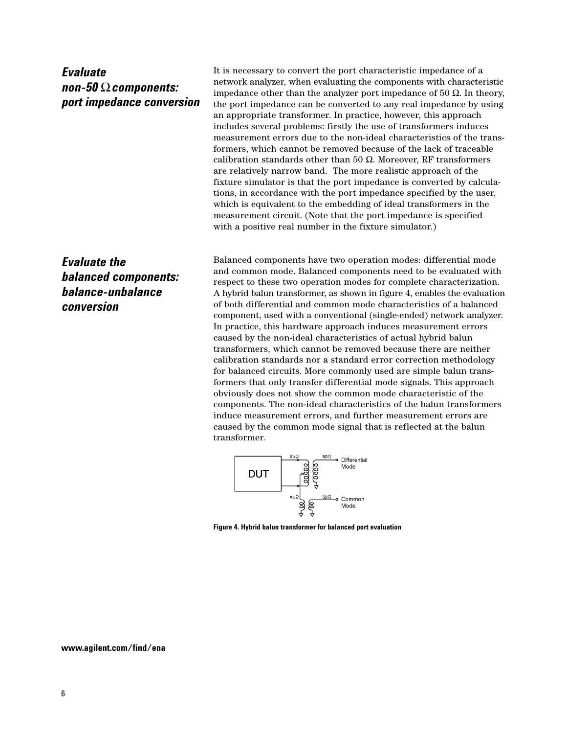## Evaluate non-50 Ω components: port impedance conversion

It is necessary to convert the port characteristic impedance of a network analyzer, when evaluating the components with characteristic impedance other than the analyzer port impedance of 50 Ω. In theory, the port impedance can be converted to any real impedance by using an appropriate transformer. In practice, however, this approach includes several problems: firstly the use of transformers induces measurement errors due to the non-ideal characteristics of the transformers, which cannot be removed because of the lack of traceable calibration standards other than 50 Ω. Moreover, RF transformers are relatively narrow band. The more realistic approach of the fixture simulator is that the port impedance is converted by calculations, in accordance with the port impedance specified by the user, which is equivalent to the embedding of ideal transformers in the measurement circuit. (Note that the port impedance is specified with a positive real number in the fixture simulator.)

## Evaluate the balanced components: balance-unbalance conversion

Balanced components have two operation modes: differential mode and common mode. Balanced components need to be evaluated with respect to these two operation modes for complete characterization. A hybrid balun transformer, as shown in figure 4, enables the evaluation of both differential and common mode characteristics of a balanced component, used with a conventional (single-ended) network analyzer. In practice, this hardware approach induces measurement errors caused by the non-ideal characteristics of actual hybrid balun transformers, which cannot be removed because there are neither calibration standards nor a standard error correction methodology for balanced circuits. More commonly used are simple balun transformers that only transfer differential mode signals. This approach obviously does not show the common mode characteristic of the components. The non-ideal characteristics of the balun transformers induce measurement errors, and further measurement errors are caused by the common mode signal that is reflected at the balun transformer.

**Figure 4. Hybrid balun transformer for balanced port evaluation**

www.agilent.com/find/ena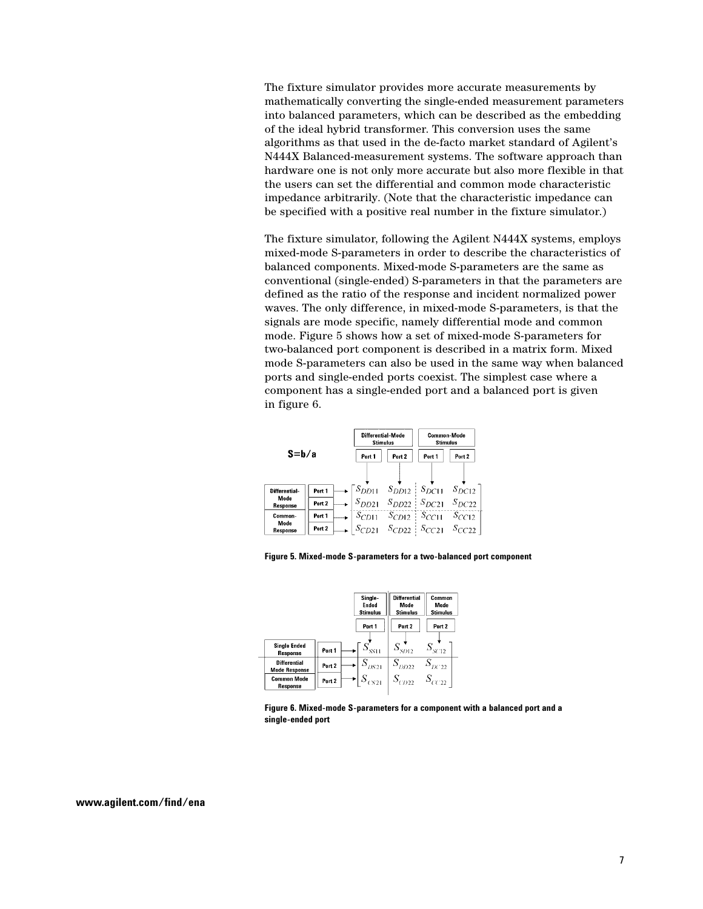The fixture simulator provides more accurate measurements by mathematically converting the single-ended measurement parameters into balanced parameters, which can be described as the embedding of the ideal hybrid transformer. This conversion uses the same algorithms as that used in the de-facto market standard of Agilent's N444X Balanced-measurement systems. The software approach than hardware one is not only more accurate but also more flexible in that the users can set the differential and common mode characteristic impedance arbitrarily. (Note that the characteristic impedance can be specified with a positive real number in the fixture simulator.)

The fixture simulator, following the Agilent N444X systems, employs mixed-mode S-parameters in order to describe the characteristics of balanced components. Mixed-mode S-parameters are the same as conventional (single-ended) S-parameters in that the parameters are defined as the ratio of the response and incident normalized power waves. The only difference, in mixed-mode S-parameters, is that the signals are mode specific, namely differential mode and common mode. Figure 5 shows how a set of mixed-mode S-parameters for two-balanced port component is described in a matrix form. Mixed mode S-parameters can also be used in the same way when balanced ports and single-ended ports coexist. The simplest case where a component has a single-ended port and a balanced port is given in figure 6.

S=b/a

| | | Differential-Mode Stimulus | | Common-Mode Stimulus | |
|---|---|---|---|---|---|
| | | Port 1 | Port 2 | Port 1 | Port 2 |
| Differential-Mode Response | Port 1 | $S_{DD11}$ | $S_{DD12}$ | $S_{DC11}$ | $S_{DC12}$ |
| | Port 2 | $S_{DD21}$ | $S_{DD22}$ | $S_{DC21}$ | $S_{DC22}$ |
| Common-Mode Response | Port 1 | $S_{CD11}$ | $S_{CD12}$ | $S_{CC11}$ | $S_{CC12}$ |
| | Port 2 | $S_{CD21}$ | $S_{CD22}$ | $S_{CC21}$ | $S_{CC22}$ |

**Figure 5. Mixed-mode S-parameters for a two-balanced port component**

| | | Single-Ended Stimulus | Differential Mode Stimulus | Common Mode Stimulus |
|---|---|---|---|---|
| | | Port 1 | Port 2 | Port 2 |
| Single Ended Response | Port 1 | $S_{SS11}$ | $S_{SD12}$ | $S_{SC12}$ |
| Differential Mode Response | Port 2 | $S_{DS21}$ | $S_{DD22}$ | $S_{DC22}$ |
| Common Mode Response | Port 2 | $S_{CS21}$ | $S_{CD22}$ | $S_{CC22}$ |

**Figure 6. Mixed-mode S-parameters for a component with a balanced port and a single-ended port**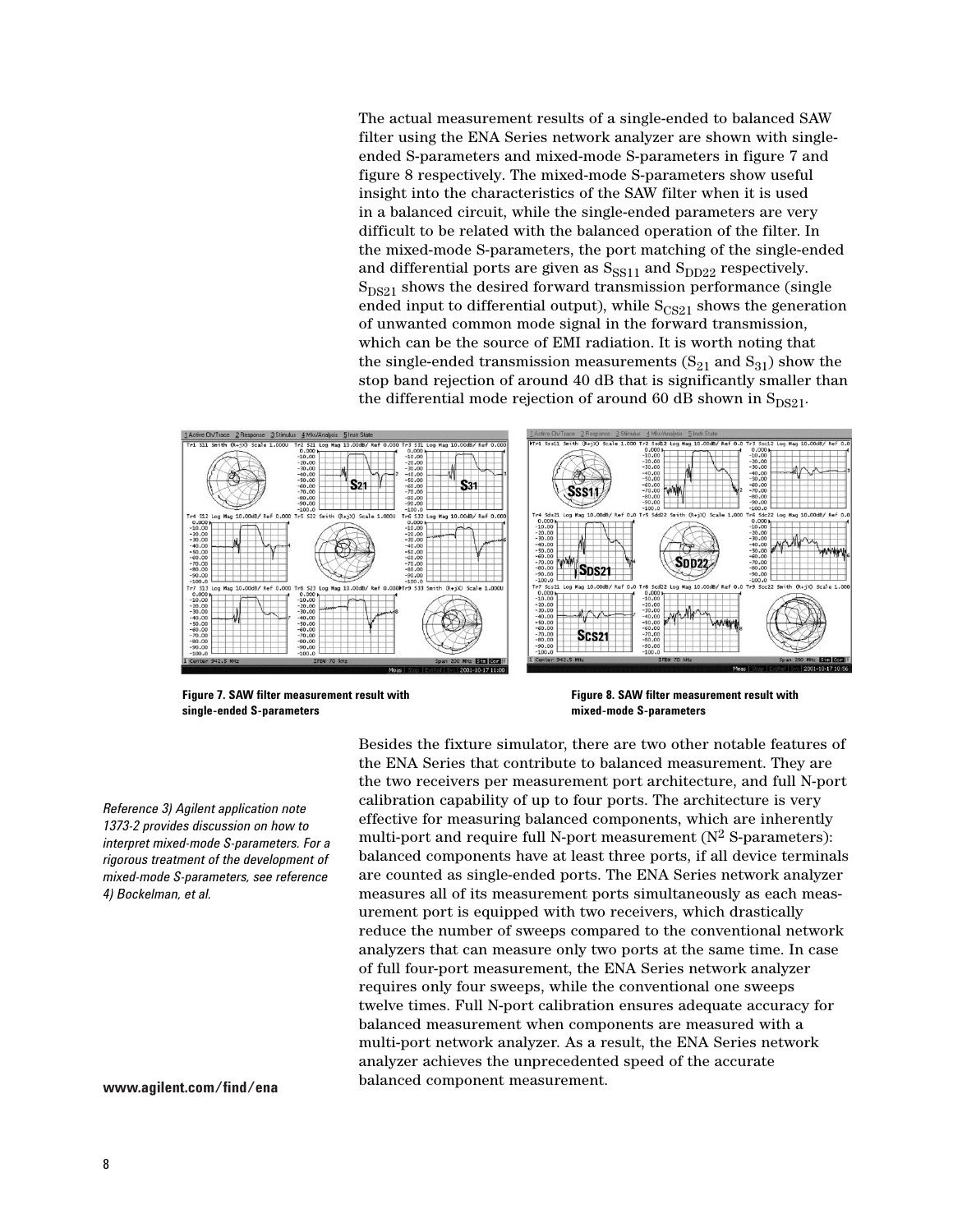The actual measurement results of a single-ended to balanced SAW filter using the ENA Series network analyzer are shown with single-ended S-parameters and mixed-mode S-parameters in figure 7 and figure 8 respectively. The mixed-mode S-parameters show useful insight into the characteristics of the SAW filter when it is used in a balanced circuit, while the single-ended parameters are very difficult to be related with the balanced operation of the filter. In the mixed-mode S-parameters, the port matching of the single-ended and differential ports are given as $S_{SS11}$ and $S_{DD22}$ respectively. $S_{DS21}$ shows the desired forward transmission performance (single ended input to differential output), while $S_{CS21}$ shows the generation of unwanted common mode signal in the forward transmission, which can be the source of EMI radiation. It is worth noting that the single-ended transmission measurements ($S_{21}$ and $S_{31}$) show the stop band rejection of around 40 dB that is significantly smaller than the differential mode rejection of around 60 dB shown in $S_{DS21}$.

**Figure 7. SAW filter measurement result with single-ended S-parameters**

**Figure 8. SAW filter measurement result with mixed-mode S-parameters**

*Reference 3) Agilent application note 1373-2 provides discussion on how to interpret mixed-mode S-parameters. For a rigorous treatment of the development of mixed-mode S-parameters, see reference 4) Bockelman, et al.*

Besides the fixture simulator, there are two other notable features of the ENA Series that contribute to balanced measurement. They are the two receivers per measurement port architecture, and full N-port calibration capability of up to four ports. The architecture is very effective for measuring balanced components, which are inherently multi-port and require full N-port measurement ($N^2$ S-parameters): balanced components have at least three ports, if all device terminals are counted as single-ended ports. The ENA Series network analyzer measures all of its measurement ports simultaneously as each measurement port is equipped with two receivers, which drastically reduce the number of sweeps compared to the conventional network analyzers that can measure only two ports at the same time. In case of full four-port measurement, the ENA Series network analyzer requires only four sweeps, while the conventional one sweeps twelve times. Full N-port calibration ensures adequate accuracy for balanced measurement when components are measured with a multi-port network analyzer. As a result, the ENA Series network analyzer achieves the unprecedented speed of the accurate balanced component measurement.

**www.agilent.com/find/ena**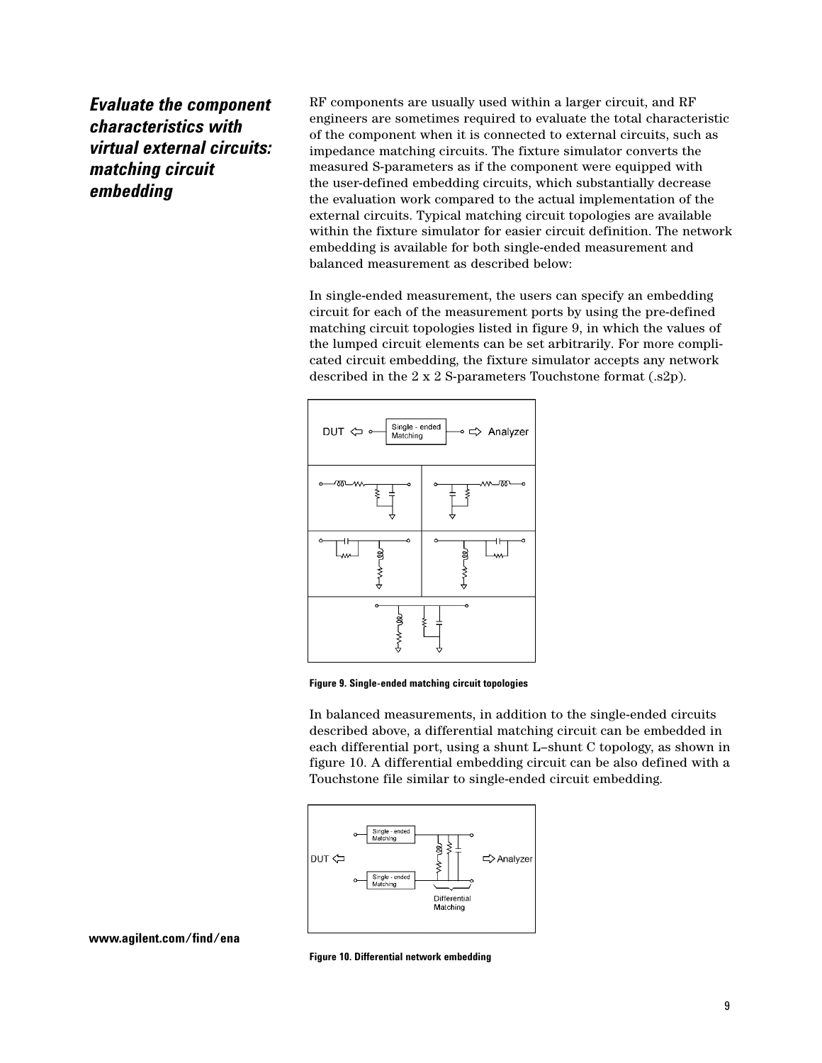## *Evaluate the component characteristics with virtual external circuits: matching circuit embedding*

RF components are usually used within a larger circuit, and RF engineers are sometimes required to evaluate the total characteristic of the component when it is connected to external circuits, such as impedance matching circuits. The fixture simulator converts the measured S-parameters as if the component were equipped with the user-defined embedding circuits, which substantially decrease the evaluation work compared to the actual implementation of the external circuits. Typical matching circuit topologies are available within the fixture simulator for easier circuit definition. The network embedding is available for both single-ended measurement and balanced measurement as described below:

In single-ended measurement, the users can specify an embedding circuit for each of the measurement ports by using the pre-defined matching circuit topologies listed in figure 9, in which the values of the lumped circuit elements can be set arbitrarily. For more complicated circuit embedding, the fixture simulator accepts any network described in the 2 x 2 S-parameters Touchstone format (.s2p).

**Figure 9. Single-ended matching circuit topologies**

In balanced measurements, in addition to the single-ended circuits described above, a differential matching circuit can be embedded in each differential port, using a shunt L–shunt C topology, as shown in figure 10. A differential embedding circuit can be also defined with a Touchstone file similar to single-ended circuit embedding.

**Figure 10. Differential network embedding**

www.agilent.com/find/ena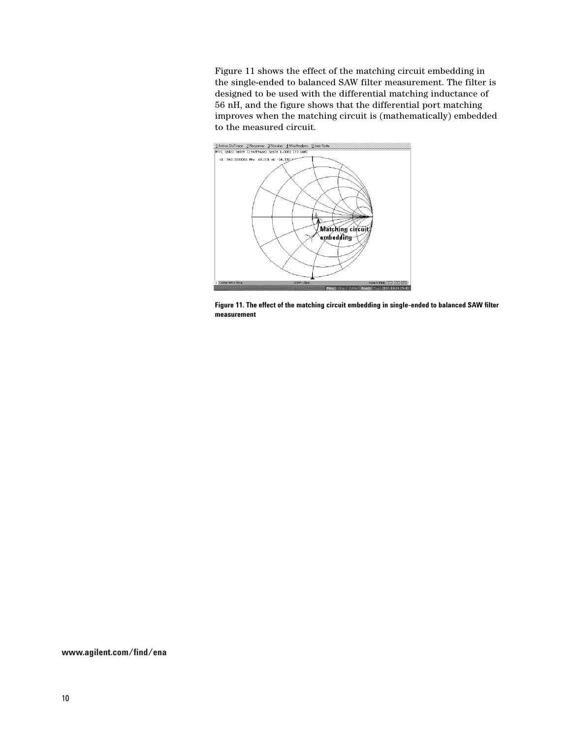Figure 11 shows the effect of the matching circuit embedding in the single-ended to balanced SAW filter measurement. The filter is designed to be used with the differential matching inductance of 56 nH, and the figure shows that the differential port matching improves when the matching circuit is (mathematically) embedded to the measured circuit.

**Figure 11. The effect of the matching circuit embedding in single-ended to balanced SAW filter measurement**

**www.agilent.com/find/ena**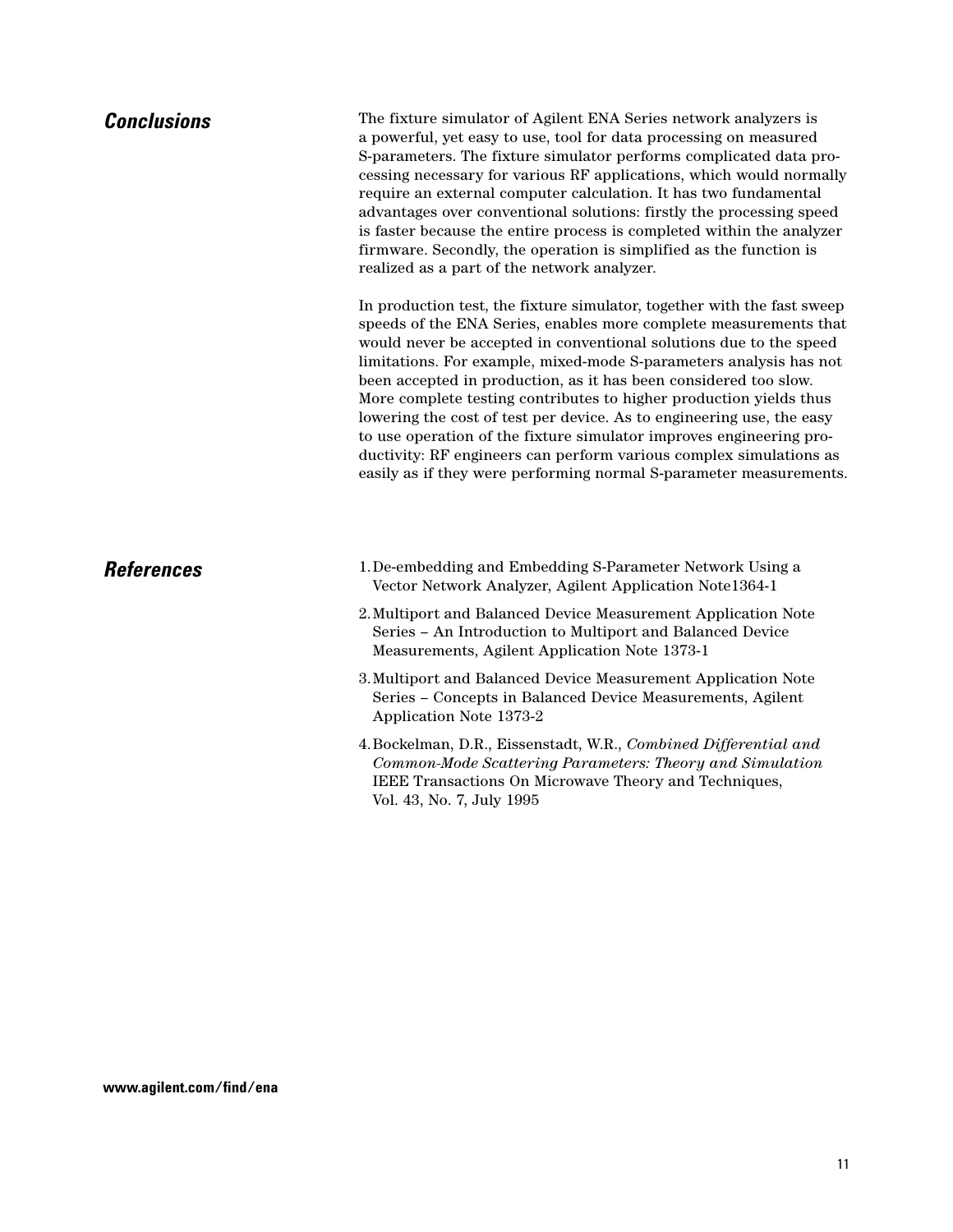## *Conclusions*

The fixture simulator of Agilent ENA Series network analyzers is a powerful, yet easy to use, tool for data processing on measured S-parameters. The fixture simulator performs complicated data processing necessary for various RF applications, which would normally require an external computer calculation. It has two fundamental advantages over conventional solutions: firstly the processing speed is faster because the entire process is completed within the analyzer firmware. Secondly, the operation is simplified as the function is realized as a part of the network analyzer.

In production test, the fixture simulator, together with the fast sweep speeds of the ENA Series, enables more complete measurements that would never be accepted in conventional solutions due to the speed limitations. For example, mixed-mode S-parameters analysis has not been accepted in production, as it has been considered too slow. More complete testing contributes to higher production yields thus lowering the cost of test per device. As to engineering use, the easy to use operation of the fixture simulator improves engineering productivity: RF engineers can perform various complex simulations as easily as if they were performing normal S-parameter measurements.

## *References*

1. De-embedding and Embedding S-Parameter Network Using a Vector Network Analyzer, Agilent Application Note1364-1
2. Multiport and Balanced Device Measurement Application Note Series – An Introduction to Multiport and Balanced Device Measurements, Agilent Application Note 1373-1
3. Multiport and Balanced Device Measurement Application Note Series – Concepts in Balanced Device Measurements, Agilent Application Note 1373-2
4. Bockelman, D.R., Eissenstadt, W.R., *Combined Differential and Common-Mode Scattering Parameters: Theory and Simulation* IEEE Transactions On Microwave Theory and Techniques, Vol. 43, No. 7, July 1995

**www.agilent.com/find/ena**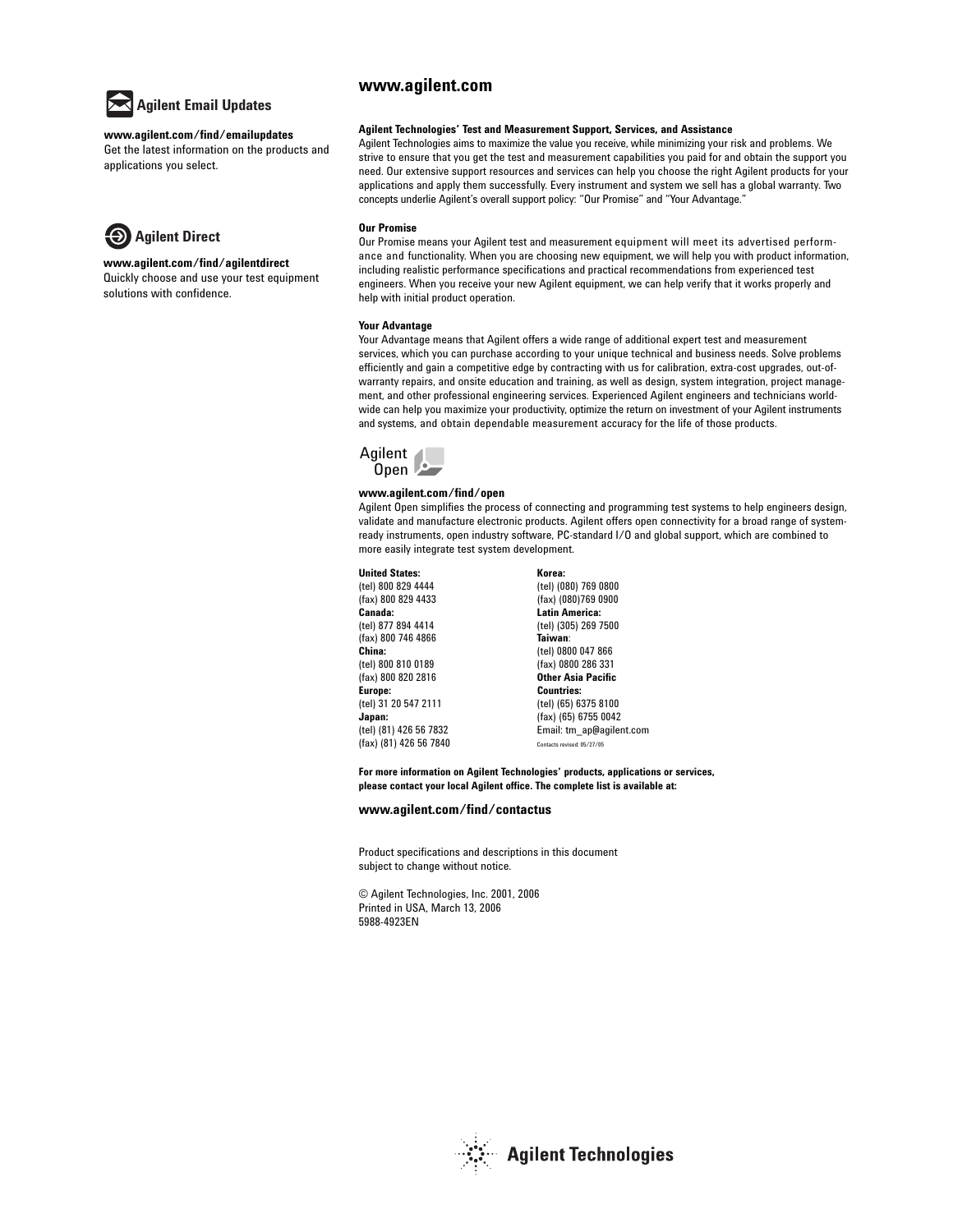### Agilent Email Updates

**www.agilent.com/find/emailupdates**
Get the latest information on the products and applications you select.

### Agilent Direct

**www.agilent.com/find/agilentdirect**
Quickly choose and use your test equipment solutions with confidence.

## www.agilent.com

**Agilent Technologies' Test and Measurement Support, Services, and Assistance**
Agilent Technologies aims to maximize the value you receive, while minimizing your risk and problems. We strive to ensure that you get the test and measurement capabilities you paid for and obtain the support you need. Our extensive support resources and services can help you choose the right Agilent products for your applications and apply them successfully. Every instrument and system we sell has a global warranty. Two concepts underlie Agilent's overall support policy: "Our Promise" and "Your Advantage."

**Our Promise**
Our Promise means your Agilent test and measurement equipment will meet its advertised performance and functionality. When you are choosing new equipment, we will help you with product information, including realistic performance specifications and practical recommendations from experienced test engineers. When you receive your new Agilent equipment, we can help verify that it works properly and help with initial product operation.

**Your Advantage**
Your Advantage means that Agilent offers a wide range of additional expert test and measurement services, which you can purchase according to your unique technical and business needs. Solve problems efficiently and gain a competitive edge by contracting with us for calibration, extra-cost upgrades, out-of-warranty repairs, and onsite education and training, as well as design, system integration, project management, and other professional engineering services. Experienced Agilent engineers and technicians worldwide can help you maximize your productivity, optimize the return on investment of your Agilent instruments and systems, and obtain dependable measurement accuracy for the life of those products.

Agilent Open

**www.agilent.com/find/open**
Agilent Open simplifies the process of connecting and programming test systems to help engineers design, validate and manufacture electronic products. Agilent offers open connectivity for a broad range of system-ready instruments, open industry software, PC-standard I/O and global support, which are combined to more easily integrate test system development.

**United States:**
(tel) 800 829 4444
(fax) 800 829 4433
**Canada:**
(tel) 877 894 4414
(fax) 800 746 4866
**China:**
(tel) 800 810 0189
(fax) 800 820 2816
**Europe:**
(tel) 31 20 547 2111
**Japan:**
(tel) (81) 426 56 7832
(fax) (81) 426 56 7840
**Korea:**
(tel) (080) 769 0800
(fax) (080)769 0900
**Latin America:**
(tel) (305) 269 7500
**Taiwan**:
(tel) 0800 047 866
(fax) 0800 286 331
**Other Asia Pacific Countries:**
(tel) (65) 6375 8100
(fax) (65) 6755 0042
Email: tm_ap@agilent.com
Contacts revised: 05/27/05

**For more information on Agilent Technologies' products, applications or services, please contact your local Agilent office. The complete list is available at:**

**www.agilent.com/find/contactus**

Product specifications and descriptions in this document subject to change without notice.

© Agilent Technologies, Inc. 2001, 2006
Printed in USA, March 13, 2006
5988-4923EN

Agilent Technologies